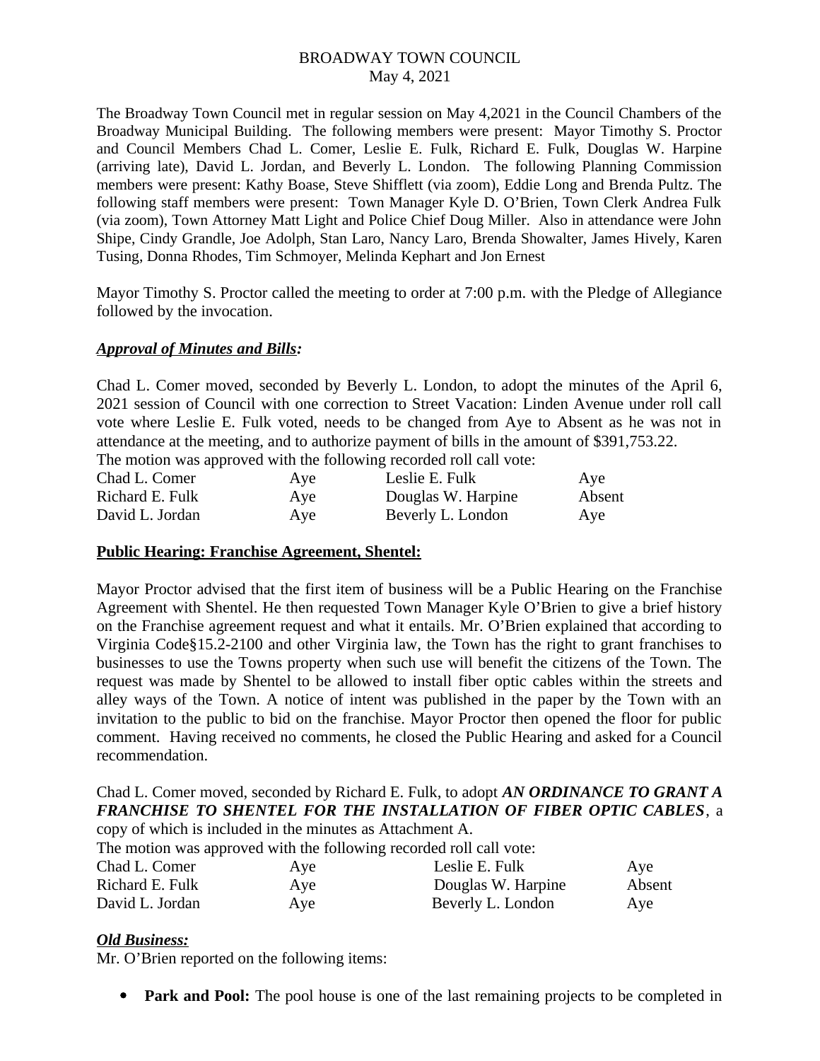# BROADWAY TOWN COUNCIL
May 4, 2021

The Broadway Town Council met in regular session on May 4,2021 in the Council Chambers of the Broadway Municipal Building. The following members were present: Mayor Timothy S. Proctor and Council Members Chad L. Comer, Leslie E. Fulk, Richard E. Fulk, Douglas W. Harpine (arriving late), David L. Jordan, and Beverly L. London. The following Planning Commission members were present: Kathy Boase, Steve Shifflett (via zoom), Eddie Long and Brenda Pultz. The following staff members were present: Town Manager Kyle D. O'Brien, Town Clerk Andrea Fulk (via zoom), Town Attorney Matt Light and Police Chief Doug Miller. Also in attendance were John Shipe, Cindy Grandle, Joe Adolph, Stan Laro, Nancy Laro, Brenda Showalter, James Hively, Karen Tusing, Donna Rhodes, Tim Schmoyer, Melinda Kephart and Jon Ernest

Mayor Timothy S. Proctor called the meeting to order at 7:00 p.m. with the Pledge of Allegiance followed by the invocation.

***Approval of Minutes and Bills:***

Chad L. Comer moved, seconded by Beverly L. London, to adopt the minutes of the April 6, 2021 session of Council with one correction to Street Vacation: Linden Avenue under roll call vote where Leslie E. Fulk voted, needs to be changed from Aye to Absent as he was not in attendance at the meeting, and to authorize payment of bills in the amount of $391,753.22.

The motion was approved with the following recorded roll call vote:

| | | | |
|---|---|---|---|
| Chad L. Comer | Aye | Leslie E. Fulk | Aye |
| Richard E. Fulk | Aye | Douglas W. Harpine | Absent |
| David L. Jordan | Aye | Beverly L. London | Aye |

**Public Hearing: Franchise Agreement, Shentel:**

Mayor Proctor advised that the first item of business will be a Public Hearing on the Franchise Agreement with Shentel. He then requested Town Manager Kyle O'Brien to give a brief history on the Franchise agreement request and what it entails. Mr. O'Brien explained that according to Virginia Code§15.2-2100 and other Virginia law, the Town has the right to grant franchises to businesses to use the Towns property when such use will benefit the citizens of the Town. The request was made by Shentel to be allowed to install fiber optic cables within the streets and alley ways of the Town. A notice of intent was published in the paper by the Town with an invitation to the public to bid on the franchise. Mayor Proctor then opened the floor for public comment. Having received no comments, he closed the Public Hearing and asked for a Council recommendation.

Chad L. Comer moved, seconded by Richard E. Fulk, to adopt ***AN ORDINANCE TO GRANT A FRANCHISE TO SHENTEL FOR THE INSTALLATION OF FIBER OPTIC CABLES***, a copy of which is included in the minutes as Attachment A.

The motion was approved with the following recorded roll call vote:

| | | | |
|---|---|---|---|
| Chad L. Comer | Aye | Leslie E. Fulk | Aye |
| Richard E. Fulk | Aye | Douglas W. Harpine | Absent |
| David L. Jordan | Aye | Beverly L. London | Aye |

***Old Business:***

Mr. O'Brien reported on the following items:

- **Park and Pool:** The pool house is one of the last remaining projects to be completed in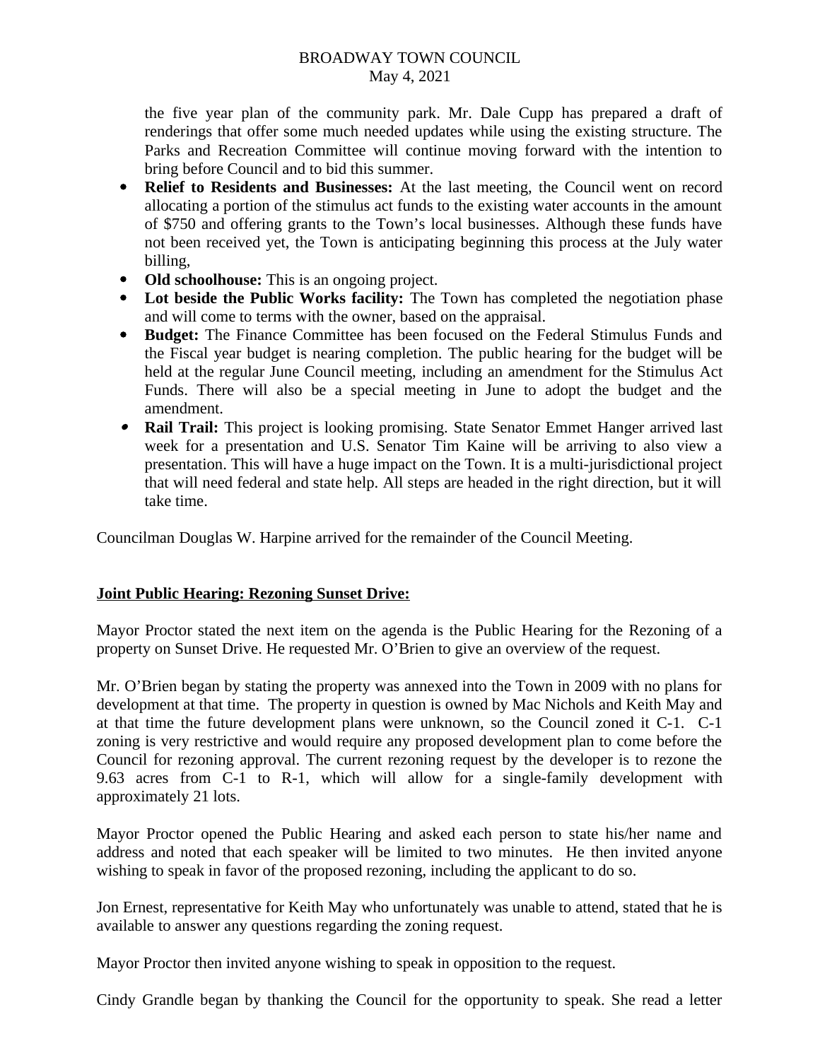the five year plan of the community park. Mr. Dale Cupp has prepared a draft of renderings that offer some much needed updates while using the existing structure. The Parks and Recreation Committee will continue moving forward with the intention to bring before Council and to bid this summer.

- **Relief to Residents and Businesses:** At the last meeting, the Council went on record allocating a portion of the stimulus act funds to the existing water accounts in the amount of $750 and offering grants to the Town's local businesses. Although these funds have not been received yet, the Town is anticipating beginning this process at the July water billing,
- **Old schoolhouse:** This is an ongoing project.
- **Lot beside the Public Works facility:** The Town has completed the negotiation phase and will come to terms with the owner, based on the appraisal.
- **Budget:** The Finance Committee has been focused on the Federal Stimulus Funds and the Fiscal year budget is nearing completion. The public hearing for the budget will be held at the regular June Council meeting, including an amendment for the Stimulus Act Funds. There will also be a special meeting in June to adopt the budget and the amendment.
- **Rail Trail:** This project is looking promising. State Senator Emmet Hanger arrived last week for a presentation and U.S. Senator Tim Kaine will be arriving to also view a presentation. This will have a huge impact on the Town. It is a multi-jurisdictional project that will need federal and state help. All steps are headed in the right direction, but it will take time.

Councilman Douglas W. Harpine arrived for the remainder of the Council Meeting.

**Joint Public Hearing: Rezoning Sunset Drive:**

Mayor Proctor stated the next item on the agenda is the Public Hearing for the Rezoning of a property on Sunset Drive. He requested Mr. O'Brien to give an overview of the request.

Mr. O'Brien began by stating the property was annexed into the Town in 2009 with no plans for development at that time. The property in question is owned by Mac Nichols and Keith May and at that time the future development plans were unknown, so the Council zoned it C-1. C-1 zoning is very restrictive and would require any proposed development plan to come before the Council for rezoning approval. The current rezoning request by the developer is to rezone the 9.63 acres from C-1 to R-1, which will allow for a single-family development with approximately 21 lots.

Mayor Proctor opened the Public Hearing and asked each person to state his/her name and address and noted that each speaker will be limited to two minutes. He then invited anyone wishing to speak in favor of the proposed rezoning, including the applicant to do so.

Jon Ernest, representative for Keith May who unfortunately was unable to attend, stated that he is available to answer any questions regarding the zoning request.

Mayor Proctor then invited anyone wishing to speak in opposition to the request.

Cindy Grandle began by thanking the Council for the opportunity to speak. She read a letter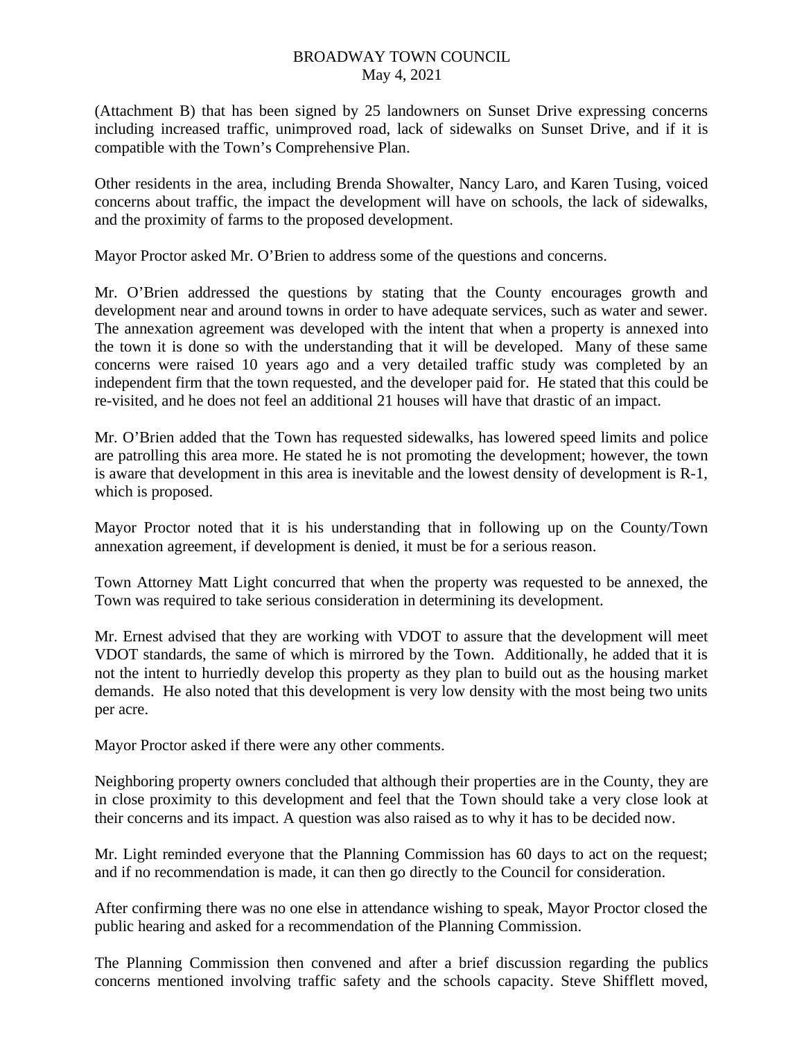(Attachment B) that has been signed by 25 landowners on Sunset Drive expressing concerns including increased traffic, unimproved road, lack of sidewalks on Sunset Drive, and if it is compatible with the Town's Comprehensive Plan.

Other residents in the area, including Brenda Showalter, Nancy Laro, and Karen Tusing, voiced concerns about traffic, the impact the development will have on schools, the lack of sidewalks, and the proximity of farms to the proposed development.

Mayor Proctor asked Mr. O'Brien to address some of the questions and concerns.

Mr. O'Brien addressed the questions by stating that the County encourages growth and development near and around towns in order to have adequate services, such as water and sewer. The annexation agreement was developed with the intent that when a property is annexed into the town it is done so with the understanding that it will be developed. Many of these same concerns were raised 10 years ago and a very detailed traffic study was completed by an independent firm that the town requested, and the developer paid for. He stated that this could be re-visited, and he does not feel an additional 21 houses will have that drastic of an impact.

Mr. O'Brien added that the Town has requested sidewalks, has lowered speed limits and police are patrolling this area more. He stated he is not promoting the development; however, the town is aware that development in this area is inevitable and the lowest density of development is R-1, which is proposed.

Mayor Proctor noted that it is his understanding that in following up on the County/Town annexation agreement, if development is denied, it must be for a serious reason.

Town Attorney Matt Light concurred that when the property was requested to be annexed, the Town was required to take serious consideration in determining its development.

Mr. Ernest advised that they are working with VDOT to assure that the development will meet VDOT standards, the same of which is mirrored by the Town. Additionally, he added that it is not the intent to hurriedly develop this property as they plan to build out as the housing market demands. He also noted that this development is very low density with the most being two units per acre.

Mayor Proctor asked if there were any other comments.

Neighboring property owners concluded that although their properties are in the County, they are in close proximity to this development and feel that the Town should take a very close look at their concerns and its impact. A question was also raised as to why it has to be decided now.

Mr. Light reminded everyone that the Planning Commission has 60 days to act on the request; and if no recommendation is made, it can then go directly to the Council for consideration.

After confirming there was no one else in attendance wishing to speak, Mayor Proctor closed the public hearing and asked for a recommendation of the Planning Commission.

The Planning Commission then convened and after a brief discussion regarding the publics concerns mentioned involving traffic safety and the schools capacity. Steve Shifflett moved,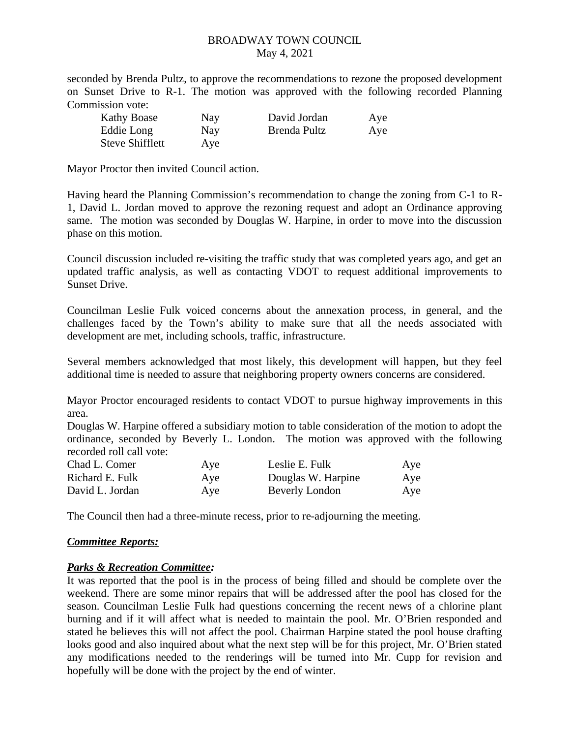seconded by Brenda Pultz, to approve the recommendations to rezone the proposed development on Sunset Drive to R-1. The motion was approved with the following recorded Planning Commission vote:

| | | | |
|---|---|---|---|
| Kathy Boase | Nay | David Jordan | Aye |
| Eddie Long | Nay | Brenda Pultz | Aye |
| Steve Shifflett | Aye | | |

Mayor Proctor then invited Council action.

Having heard the Planning Commission's recommendation to change the zoning from C-1 to R-1, David L. Jordan moved to approve the rezoning request and adopt an Ordinance approving same. The motion was seconded by Douglas W. Harpine, in order to move into the discussion phase on this motion.

Council discussion included re-visiting the traffic study that was completed years ago, and get an updated traffic analysis, as well as contacting VDOT to request additional improvements to Sunset Drive.

Councilman Leslie Fulk voiced concerns about the annexation process, in general, and the challenges faced by the Town's ability to make sure that all the needs associated with development are met, including schools, traffic, infrastructure.

Several members acknowledged that most likely, this development will happen, but they feel additional time is needed to assure that neighboring property owners concerns are considered.

Mayor Proctor encouraged residents to contact VDOT to pursue highway improvements in this area.

Douglas W. Harpine offered a subsidiary motion to table consideration of the motion to adopt the ordinance, seconded by Beverly L. London. The motion was approved with the following recorded roll call vote:

| | | | |
|---|---|---|---|
| Chad L. Comer | Aye | Leslie E. Fulk | Aye |
| Richard E. Fulk | Aye | Douglas W. Harpine | Aye |
| David L. Jordan | Aye | Beverly London | Aye |

The Council then had a three-minute recess, prior to re-adjourning the meeting.

***Committee Reports:***

***Parks & Recreation Committee:***

It was reported that the pool is in the process of being filled and should be complete over the weekend. There are some minor repairs that will be addressed after the pool has closed for the season. Councilman Leslie Fulk had questions concerning the recent news of a chlorine plant burning and if it will affect what is needed to maintain the pool. Mr. O'Brien responded and stated he believes this will not affect the pool. Chairman Harpine stated the pool house drafting looks good and also inquired about what the next step will be for this project, Mr. O'Brien stated any modifications needed to the renderings will be turned into Mr. Cupp for revision and hopefully will be done with the project by the end of winter.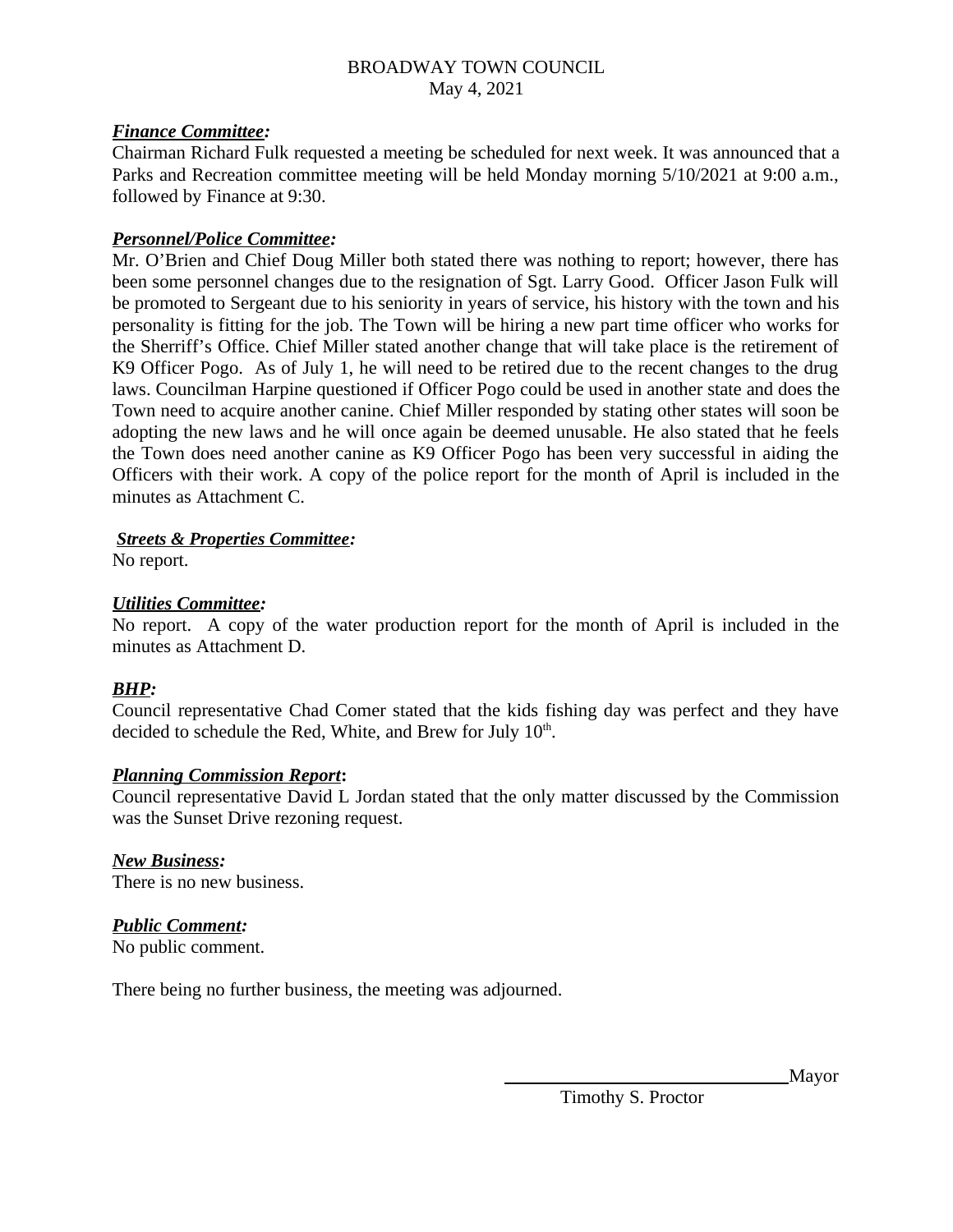BROADWAY TOWN COUNCIL
May 4, 2021

***Finance Committee:***
Chairman Richard Fulk requested a meeting be scheduled for next week. It was announced that a Parks and Recreation committee meeting will be held Monday morning 5/10/2021 at 9:00 a.m., followed by Finance at 9:30.

***Personnel/Police Committee:***
Mr. O'Brien and Chief Doug Miller both stated there was nothing to report; however, there has been some personnel changes due to the resignation of Sgt. Larry Good. Officer Jason Fulk will be promoted to Sergeant due to his seniority in years of service, his history with the town and his personality is fitting for the job. The Town will be hiring a new part time officer who works for the Sherriff's Office. Chief Miller stated another change that will take place is the retirement of K9 Officer Pogo. As of July 1, he will need to be retired due to the recent changes to the drug laws. Councilman Harpine questioned if Officer Pogo could be used in another state and does the Town need to acquire another canine. Chief Miller responded by stating other states will soon be adopting the new laws and he will once again be deemed unusable. He also stated that he feels the Town does need another canine as K9 Officer Pogo has been very successful in aiding the Officers with their work. A copy of the police report for the month of April is included in the minutes as Attachment C.

***Streets & Properties Committee:***
No report.

***Utilities Committee:***
No report. A copy of the water production report for the month of April is included in the minutes as Attachment D.

***BHP:***
Council representative Chad Comer stated that the kids fishing day was perfect and they have decided to schedule the Red, White, and Brew for July 10th.

***Planning Commission Report*:**
Council representative David L Jordan stated that the only matter discussed by the Commission was the Sunset Drive rezoning request.

***New Business:***
There is no new business.

***Public Comment:***
No public comment.

There being no further business, the meeting was adjourned.

\_\_\_\_\_\_\_\_\_\_\_\_\_\_\_\_\_\_\_\_\_\_\_\_\_\_\_\_\_\_Mayor
Timothy S. Proctor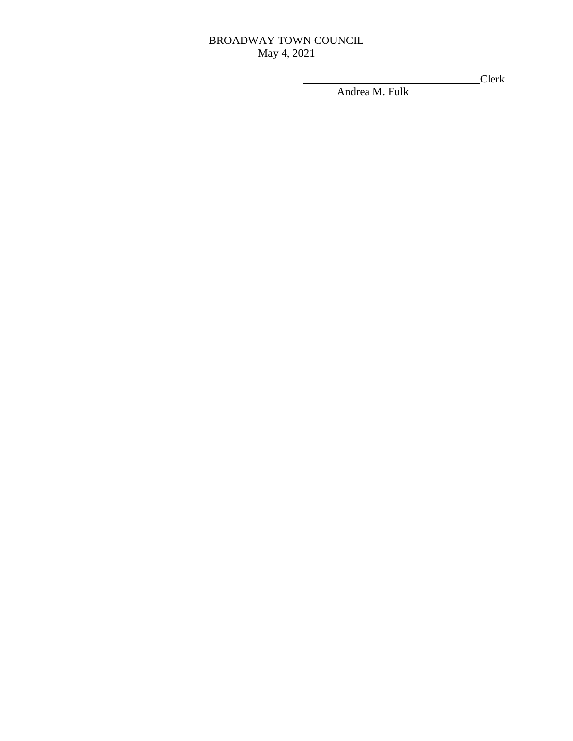\_\_\_\_\_\_\_\_\_\_\_\_\_\_\_\_\_\_\_\_\_\_\_\_\_\_\_\_\_\_\_\_Clerk
Andrea M. Fulk